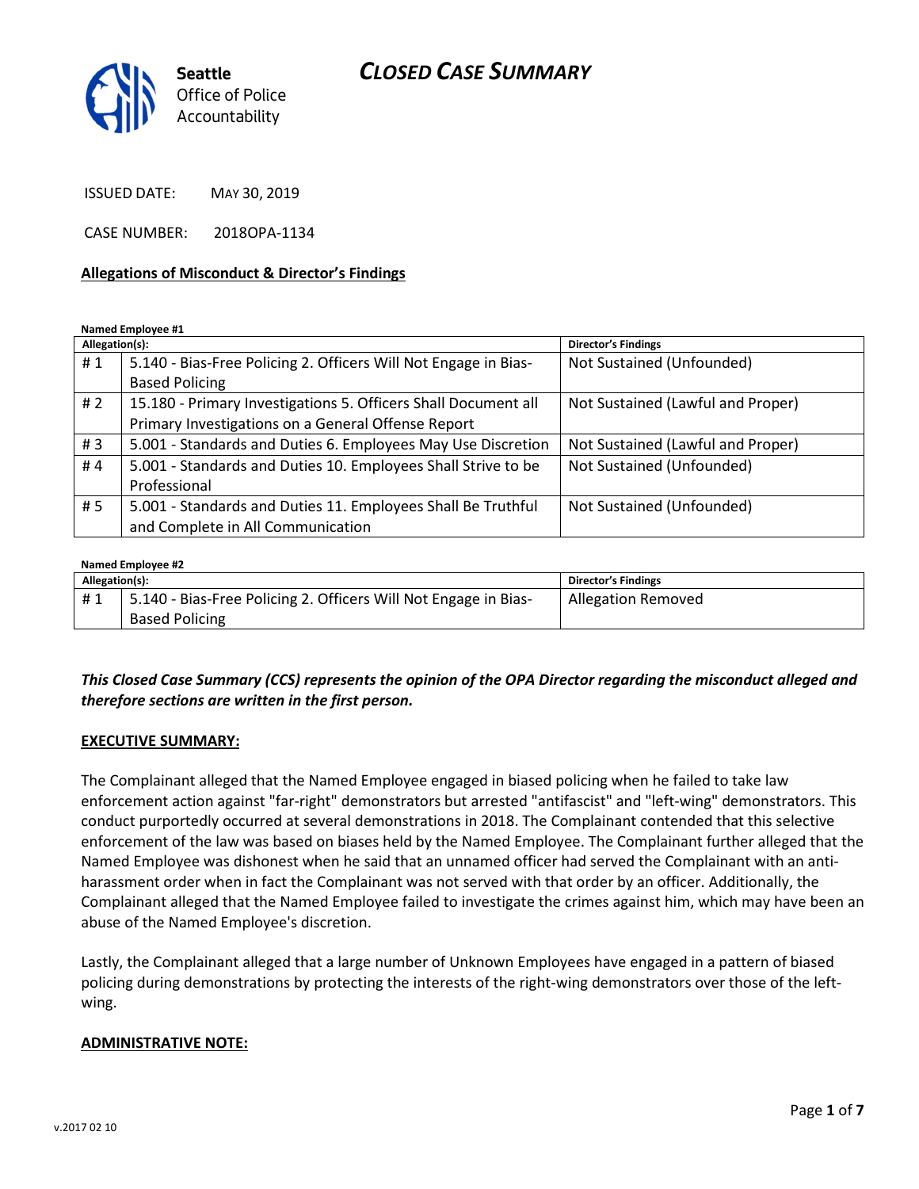# CLOSED CASE SUMMARY

Seattle Office of Police Accountability

ISSUED DATE: MAY 30, 2019

CASE NUMBER: 2018OPA-1134

**Allegations of Misconduct & Director's Findings**

**Named Employee #1**

| Allegation(s): | | Director's Findings |
|---|---|---|
| # 1 | 5.140 - Bias-Free Policing 2. Officers Will Not Engage in Bias-Based Policing | Not Sustained (Unfounded) |
| # 2 | 15.180 - Primary Investigations 5. Officers Shall Document all Primary Investigations on a General Offense Report | Not Sustained (Lawful and Proper) |
| # 3 | 5.001 - Standards and Duties 6. Employees May Use Discretion | Not Sustained (Lawful and Proper) |
| # 4 | 5.001 - Standards and Duties 10. Employees Shall Strive to be Professional | Not Sustained (Unfounded) |
| # 5 | 5.001 - Standards and Duties 11. Employees Shall Be Truthful and Complete in All Communication | Not Sustained (Unfounded) |

**Named Employee #2**

| Allegation(s): | | Director's Findings |
|---|---|---|
| # 1 | 5.140 - Bias-Free Policing 2. Officers Will Not Engage in Bias-Based Policing | Allegation Removed |

***This Closed Case Summary (CCS) represents the opinion of the OPA Director regarding the misconduct alleged and therefore sections are written in the first person.***

**EXECUTIVE SUMMARY:**

The Complainant alleged that the Named Employee engaged in biased policing when he failed to take law enforcement action against "far-right" demonstrators but arrested "antifascist" and "left-wing" demonstrators. This conduct purportedly occurred at several demonstrations in 2018. The Complainant contended that this selective enforcement of the law was based on biases held by the Named Employee. The Complainant further alleged that the Named Employee was dishonest when he said that an unnamed officer had served the Complainant with an anti-harassment order when in fact the Complainant was not served with that order by an officer. Additionally, the Complainant alleged that the Named Employee failed to investigate the crimes against him, which may have been an abuse of the Named Employee's discretion.

Lastly, the Complainant alleged that a large number of Unknown Employees have engaged in a pattern of biased policing during demonstrations by protecting the interests of the right-wing demonstrators over those of the left-wing.

**ADMINISTRATIVE NOTE:**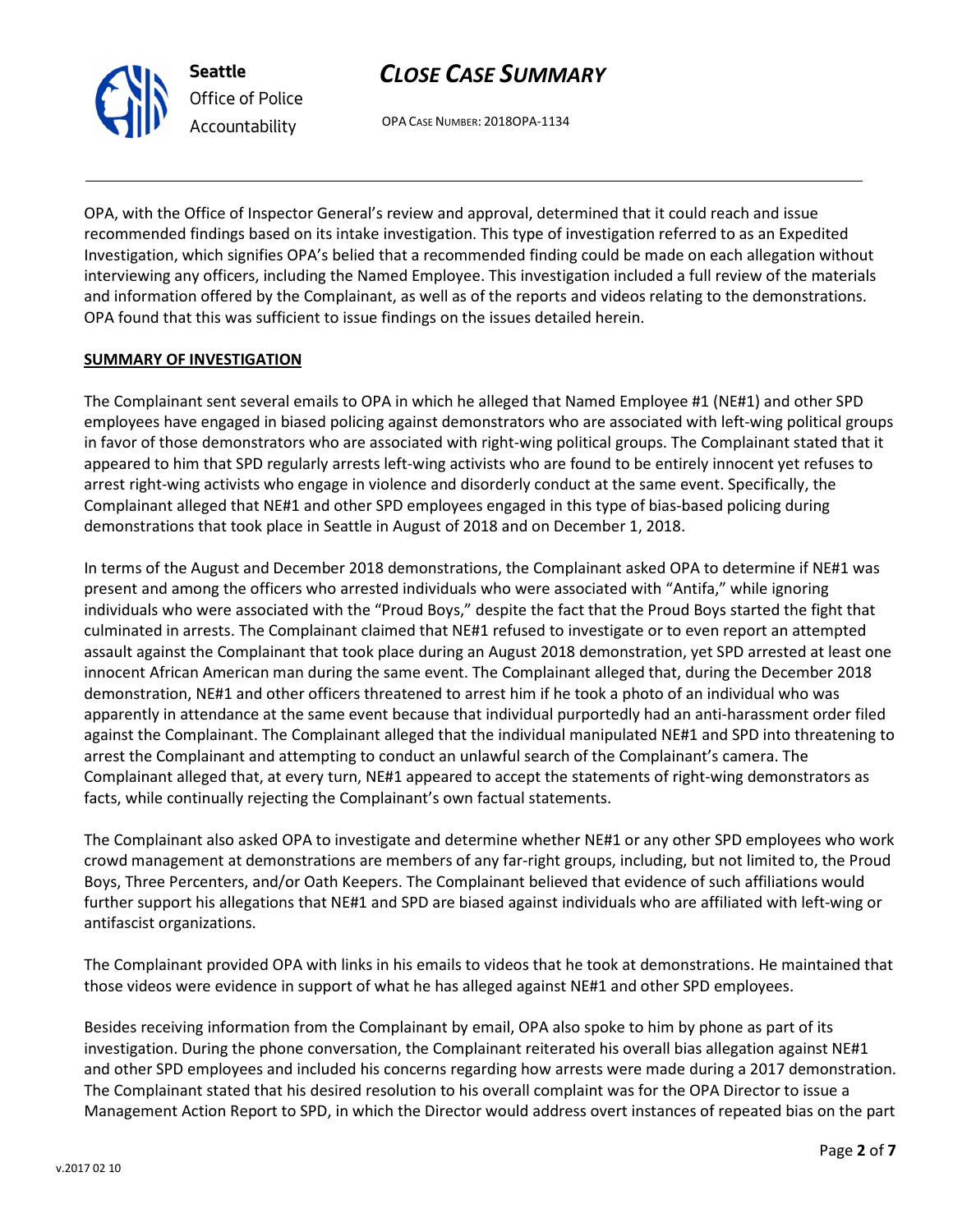OPA, with the Office of Inspector General's review and approval, determined that it could reach and issue recommended findings based on its intake investigation. This type of investigation referred to as an Expedited Investigation, which signifies OPA's belied that a recommended finding could be made on each allegation without interviewing any officers, including the Named Employee. This investigation included a full review of the materials and information offered by the Complainant, as well as of the reports and videos relating to the demonstrations. OPA found that this was sufficient to issue findings on the issues detailed herein.

**SUMMARY OF INVESTIGATION**

The Complainant sent several emails to OPA in which he alleged that Named Employee #1 (NE#1) and other SPD employees have engaged in biased policing against demonstrators who are associated with left-wing political groups in favor of those demonstrators who are associated with right-wing political groups. The Complainant stated that it appeared to him that SPD regularly arrests left-wing activists who are found to be entirely innocent yet refuses to arrest right-wing activists who engage in violence and disorderly conduct at the same event. Specifically, the Complainant alleged that NE#1 and other SPD employees engaged in this type of bias-based policing during demonstrations that took place in Seattle in August of 2018 and on December 1, 2018.

In terms of the August and December 2018 demonstrations, the Complainant asked OPA to determine if NE#1 was present and among the officers who arrested individuals who were associated with "Antifa," while ignoring individuals who were associated with the "Proud Boys," despite the fact that the Proud Boys started the fight that culminated in arrests. The Complainant claimed that NE#1 refused to investigate or to even report an attempted assault against the Complainant that took place during an August 2018 demonstration, yet SPD arrested at least one innocent African American man during the same event. The Complainant alleged that, during the December 2018 demonstration, NE#1 and other officers threatened to arrest him if he took a photo of an individual who was apparently in attendance at the same event because that individual purportedly had an anti-harassment order filed against the Complainant. The Complainant alleged that the individual manipulated NE#1 and SPD into threatening to arrest the Complainant and attempting to conduct an unlawful search of the Complainant's camera. The Complainant alleged that, at every turn, NE#1 appeared to accept the statements of right-wing demonstrators as facts, while continually rejecting the Complainant's own factual statements.

The Complainant also asked OPA to investigate and determine whether NE#1 or any other SPD employees who work crowd management at demonstrations are members of any far-right groups, including, but not limited to, the Proud Boys, Three Percenters, and/or Oath Keepers. The Complainant believed that evidence of such affiliations would further support his allegations that NE#1 and SPD are biased against individuals who are affiliated with left-wing or antifascist organizations.

The Complainant provided OPA with links in his emails to videos that he took at demonstrations. He maintained that those videos were evidence in support of what he has alleged against NE#1 and other SPD employees.

Besides receiving information from the Complainant by email, OPA also spoke to him by phone as part of its investigation. During the phone conversation, the Complainant reiterated his overall bias allegation against NE#1 and other SPD employees and included his concerns regarding how arrests were made during a 2017 demonstration. The Complainant stated that his desired resolution to his overall complaint was for the OPA Director to issue a Management Action Report to SPD, in which the Director would address overt instances of repeated bias on the part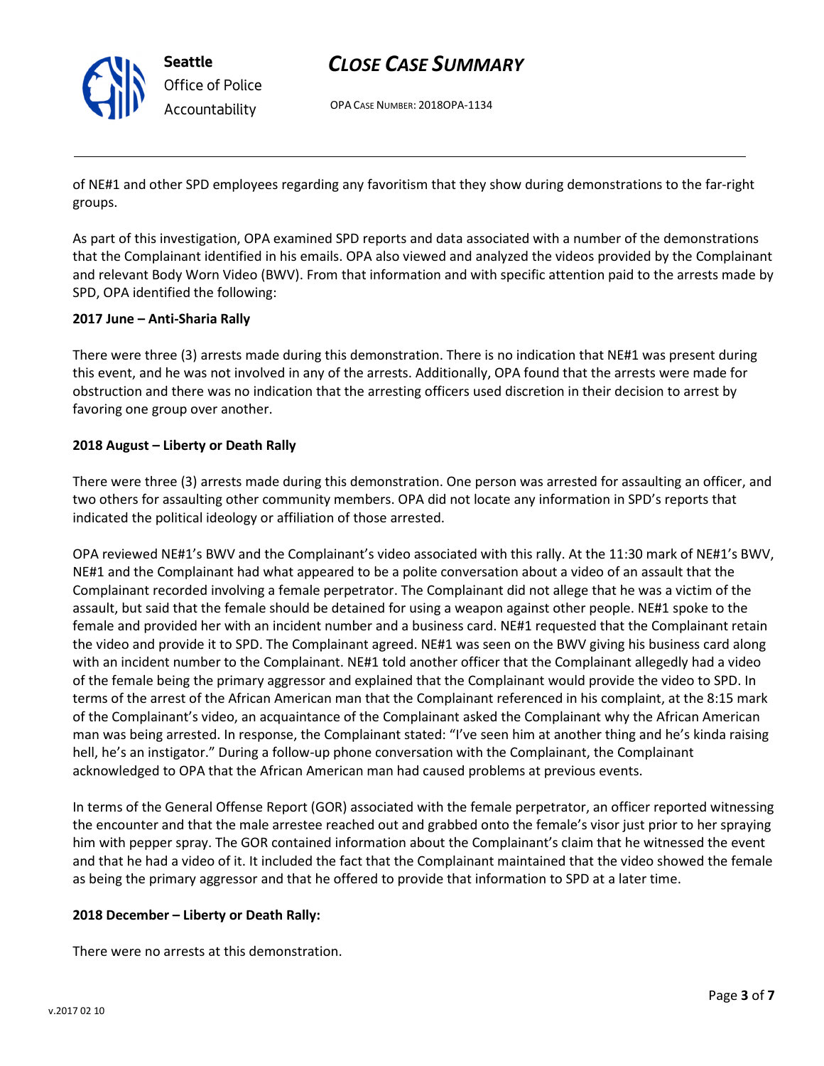of NE#1 and other SPD employees regarding any favoritism that they show during demonstrations to the far-right groups.

As part of this investigation, OPA examined SPD reports and data associated with a number of the demonstrations that the Complainant identified in his emails. OPA also viewed and analyzed the videos provided by the Complainant and relevant Body Worn Video (BWV). From that information and with specific attention paid to the arrests made by SPD, OPA identified the following:

**2017 June – Anti-Sharia Rally**

There were three (3) arrests made during this demonstration. There is no indication that NE#1 was present during this event, and he was not involved in any of the arrests. Additionally, OPA found that the arrests were made for obstruction and there was no indication that the arresting officers used discretion in their decision to arrest by favoring one group over another.

**2018 August – Liberty or Death Rally**

There were three (3) arrests made during this demonstration. One person was arrested for assaulting an officer, and two others for assaulting other community members. OPA did not locate any information in SPD's reports that indicated the political ideology or affiliation of those arrested.

OPA reviewed NE#1's BWV and the Complainant's video associated with this rally. At the 11:30 mark of NE#1's BWV, NE#1 and the Complainant had what appeared to be a polite conversation about a video of an assault that the Complainant recorded involving a female perpetrator. The Complainant did not allege that he was a victim of the assault, but said that the female should be detained for using a weapon against other people. NE#1 spoke to the female and provided her with an incident number and a business card. NE#1 requested that the Complainant retain the video and provide it to SPD. The Complainant agreed. NE#1 was seen on the BWV giving his business card along with an incident number to the Complainant. NE#1 told another officer that the Complainant allegedly had a video of the female being the primary aggressor and explained that the Complainant would provide the video to SPD. In terms of the arrest of the African American man that the Complainant referenced in his complaint, at the 8:15 mark of the Complainant's video, an acquaintance of the Complainant asked the Complainant why the African American man was being arrested. In response, the Complainant stated: "I've seen him at another thing and he's kinda raising hell, he's an instigator." During a follow-up phone conversation with the Complainant, the Complainant acknowledged to OPA that the African American man had caused problems at previous events.

In terms of the General Offense Report (GOR) associated with the female perpetrator, an officer reported witnessing the encounter and that the male arrestee reached out and grabbed onto the female's visor just prior to her spraying him with pepper spray. The GOR contained information about the Complainant's claim that he witnessed the event and that he had a video of it. It included the fact that the Complainant maintained that the video showed the female as being the primary aggressor and that he offered to provide that information to SPD at a later time.

**2018 December – Liberty or Death Rally:**

There were no arrests at this demonstration.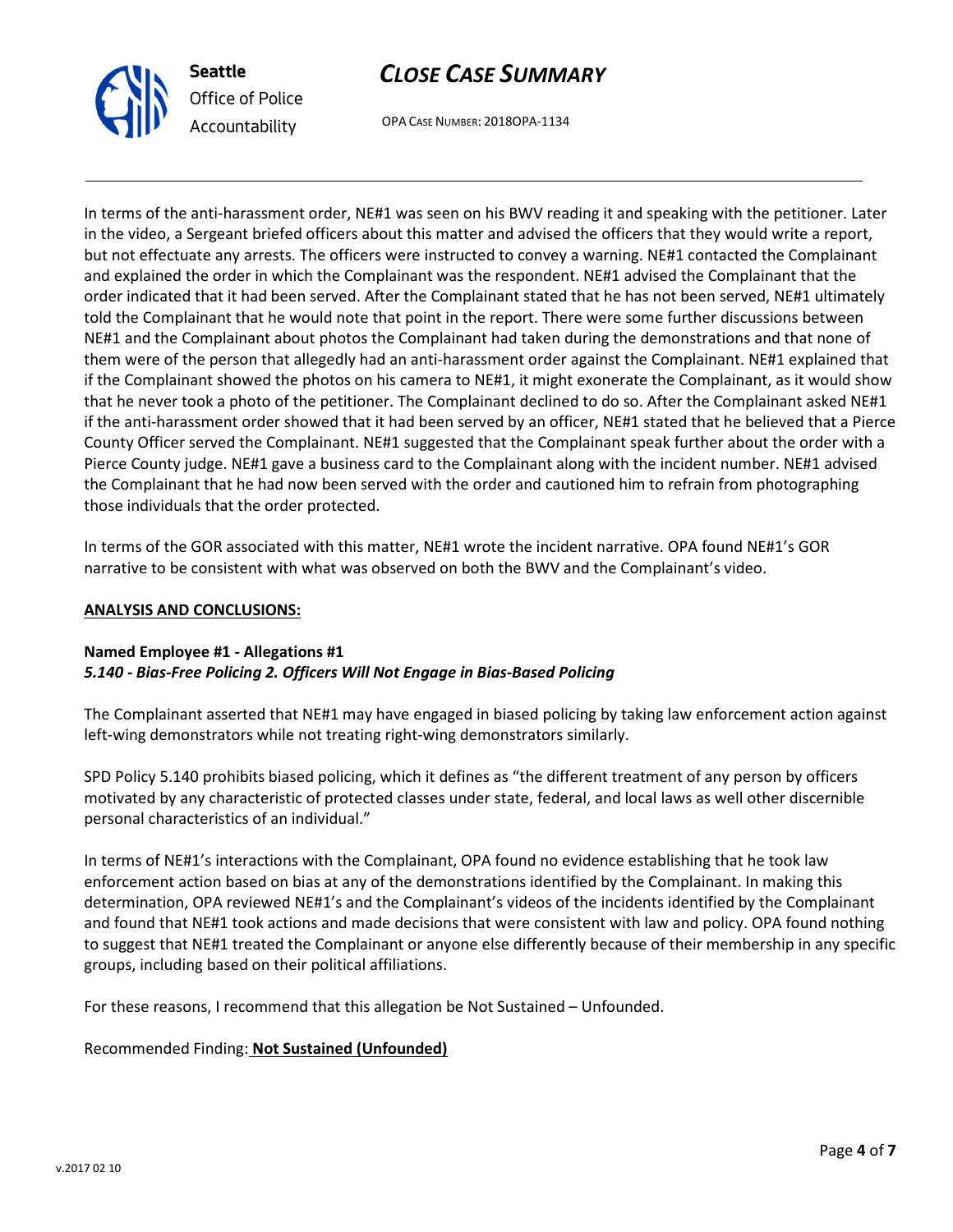In terms of the anti-harassment order, NE#1 was seen on his BWV reading it and speaking with the petitioner. Later in the video, a Sergeant briefed officers about this matter and advised the officers that they would write a report, but not effectuate any arrests. The officers were instructed to convey a warning. NE#1 contacted the Complainant and explained the order in which the Complainant was the respondent. NE#1 advised the Complainant that the order indicated that it had been served. After the Complainant stated that he has not been served, NE#1 ultimately told the Complainant that he would note that point in the report. There were some further discussions between NE#1 and the Complainant about photos the Complainant had taken during the demonstrations and that none of them were of the person that allegedly had an anti-harassment order against the Complainant. NE#1 explained that if the Complainant showed the photos on his camera to NE#1, it might exonerate the Complainant, as it would show that he never took a photo of the petitioner. The Complainant declined to do so. After the Complainant asked NE#1 if the anti-harassment order showed that it had been served by an officer, NE#1 stated that he believed that a Pierce County Officer served the Complainant. NE#1 suggested that the Complainant speak further about the order with a Pierce County judge. NE#1 gave a business card to the Complainant along with the incident number. NE#1 advised the Complainant that he had now been served with the order and cautioned him to refrain from photographing those individuals that the order protected.

In terms of the GOR associated with this matter, NE#1 wrote the incident narrative. OPA found NE#1's GOR narrative to be consistent with what was observed on both the BWV and the Complainant's video.

## ANALYSIS AND CONCLUSIONS:

### Named Employee #1 - Allegations #1
***5.140 - Bias-Free Policing 2. Officers Will Not Engage in Bias-Based Policing***

The Complainant asserted that NE#1 may have engaged in biased policing by taking law enforcement action against left-wing demonstrators while not treating right-wing demonstrators similarly.

SPD Policy 5.140 prohibits biased policing, which it defines as "the different treatment of any person by officers motivated by any characteristic of protected classes under state, federal, and local laws as well other discernible personal characteristics of an individual."

In terms of NE#1's interactions with the Complainant, OPA found no evidence establishing that he took law enforcement action based on bias at any of the demonstrations identified by the Complainant. In making this determination, OPA reviewed NE#1's and the Complainant's videos of the incidents identified by the Complainant and found that NE#1 took actions and made decisions that were consistent with law and policy. OPA found nothing to suggest that NE#1 treated the Complainant or anyone else differently because of their membership in any specific groups, including based on their political affiliations.

For these reasons, I recommend that this allegation be Not Sustained – Unfounded.

Recommended Finding: **Not Sustained (Unfounded)**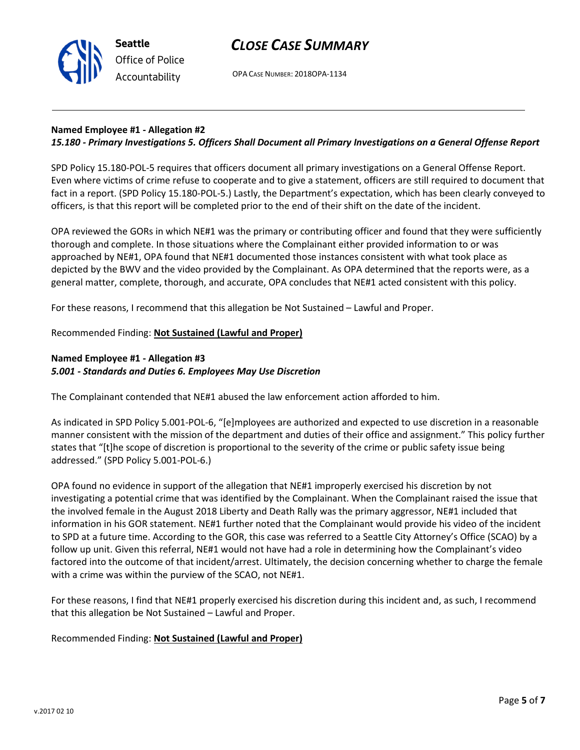**Named Employee #1 - Allegation #2**
***15.180 - Primary Investigations 5. Officers Shall Document all Primary Investigations on a General Offense Report***

SPD Policy 15.180-POL-5 requires that officers document all primary investigations on a General Offense Report. Even where victims of crime refuse to cooperate and to give a statement, officers are still required to document that fact in a report. (SPD Policy 15.180-POL-5.) Lastly, the Department's expectation, which has been clearly conveyed to officers, is that this report will be completed prior to the end of their shift on the date of the incident.

OPA reviewed the GORs in which NE#1 was the primary or contributing officer and found that they were sufficiently thorough and complete. In those situations where the Complainant either provided information to or was approached by NE#1, OPA found that NE#1 documented those instances consistent with what took place as depicted by the BWV and the video provided by the Complainant. As OPA determined that the reports were, as a general matter, complete, thorough, and accurate, OPA concludes that NE#1 acted consistent with this policy.

For these reasons, I recommend that this allegation be Not Sustained – Lawful and Proper.

Recommended Finding: **Not Sustained (Lawful and Proper)**

**Named Employee #1 - Allegation #3**
***5.001 - Standards and Duties 6. Employees May Use Discretion***

The Complainant contended that NE#1 abused the law enforcement action afforded to him.

As indicated in SPD Policy 5.001-POL-6, "[e]mployees are authorized and expected to use discretion in a reasonable manner consistent with the mission of the department and duties of their office and assignment." This policy further states that "[t]he scope of discretion is proportional to the severity of the crime or public safety issue being addressed." (SPD Policy 5.001-POL-6.)

OPA found no evidence in support of the allegation that NE#1 improperly exercised his discretion by not investigating a potential crime that was identified by the Complainant. When the Complainant raised the issue that the involved female in the August 2018 Liberty and Death Rally was the primary aggressor, NE#1 included that information in his GOR statement. NE#1 further noted that the Complainant would provide his video of the incident to SPD at a future time. According to the GOR, this case was referred to a Seattle City Attorney's Office (SCAO) by a follow up unit. Given this referral, NE#1 would not have had a role in determining how the Complainant's video factored into the outcome of that incident/arrest. Ultimately, the decision concerning whether to charge the female with a crime was within the purview of the SCAO, not NE#1.

For these reasons, I find that NE#1 properly exercised his discretion during this incident and, as such, I recommend that this allegation be Not Sustained – Lawful and Proper.

Recommended Finding: **Not Sustained (Lawful and Proper)**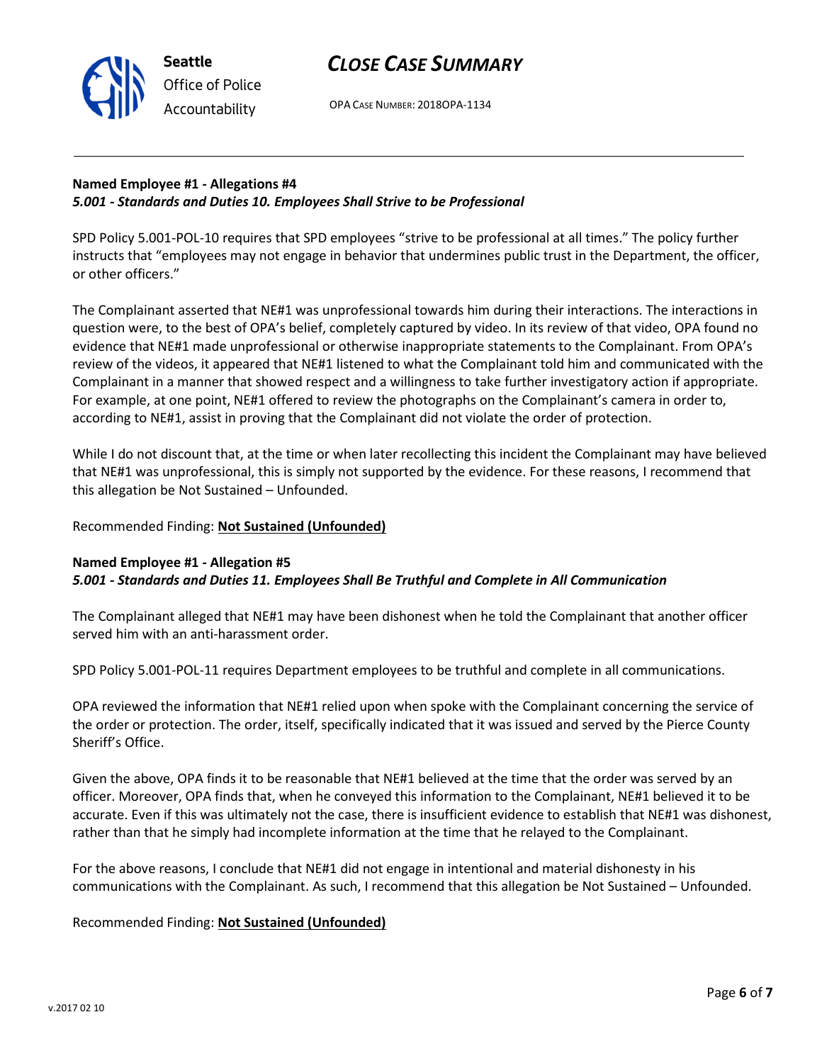**Named Employee #1 - Allegations #4**
***5.001 - Standards and Duties 10. Employees Shall Strive to be Professional***

SPD Policy 5.001-POL-10 requires that SPD employees "strive to be professional at all times." The policy further instructs that "employees may not engage in behavior that undermines public trust in the Department, the officer, or other officers."

The Complainant asserted that NE#1 was unprofessional towards him during their interactions. The interactions in question were, to the best of OPA's belief, completely captured by video. In its review of that video, OPA found no evidence that NE#1 made unprofessional or otherwise inappropriate statements to the Complainant. From OPA's review of the videos, it appeared that NE#1 listened to what the Complainant told him and communicated with the Complainant in a manner that showed respect and a willingness to take further investigatory action if appropriate. For example, at one point, NE#1 offered to review the photographs on the Complainant's camera in order to, according to NE#1, assist in proving that the Complainant did not violate the order of protection.

While I do not discount that, at the time or when later recollecting this incident the Complainant may have believed that NE#1 was unprofessional, this is simply not supported by the evidence. For these reasons, I recommend that this allegation be Not Sustained – Unfounded.

Recommended Finding: **Not Sustained (Unfounded)**

**Named Employee #1 - Allegation #5**
***5.001 - Standards and Duties 11. Employees Shall Be Truthful and Complete in All Communication***

The Complainant alleged that NE#1 may have been dishonest when he told the Complainant that another officer served him with an anti-harassment order.

SPD Policy 5.001-POL-11 requires Department employees to be truthful and complete in all communications.

OPA reviewed the information that NE#1 relied upon when spoke with the Complainant concerning the service of the order or protection. The order, itself, specifically indicated that it was issued and served by the Pierce County Sheriff's Office.

Given the above, OPA finds it to be reasonable that NE#1 believed at the time that the order was served by an officer. Moreover, OPA finds that, when he conveyed this information to the Complainant, NE#1 believed it to be accurate. Even if this was ultimately not the case, there is insufficient evidence to establish that NE#1 was dishonest, rather than that he simply had incomplete information at the time that he relayed to the Complainant.

For the above reasons, I conclude that NE#1 did not engage in intentional and material dishonesty in his communications with the Complainant. As such, I recommend that this allegation be Not Sustained – Unfounded.

Recommended Finding: **Not Sustained (Unfounded)**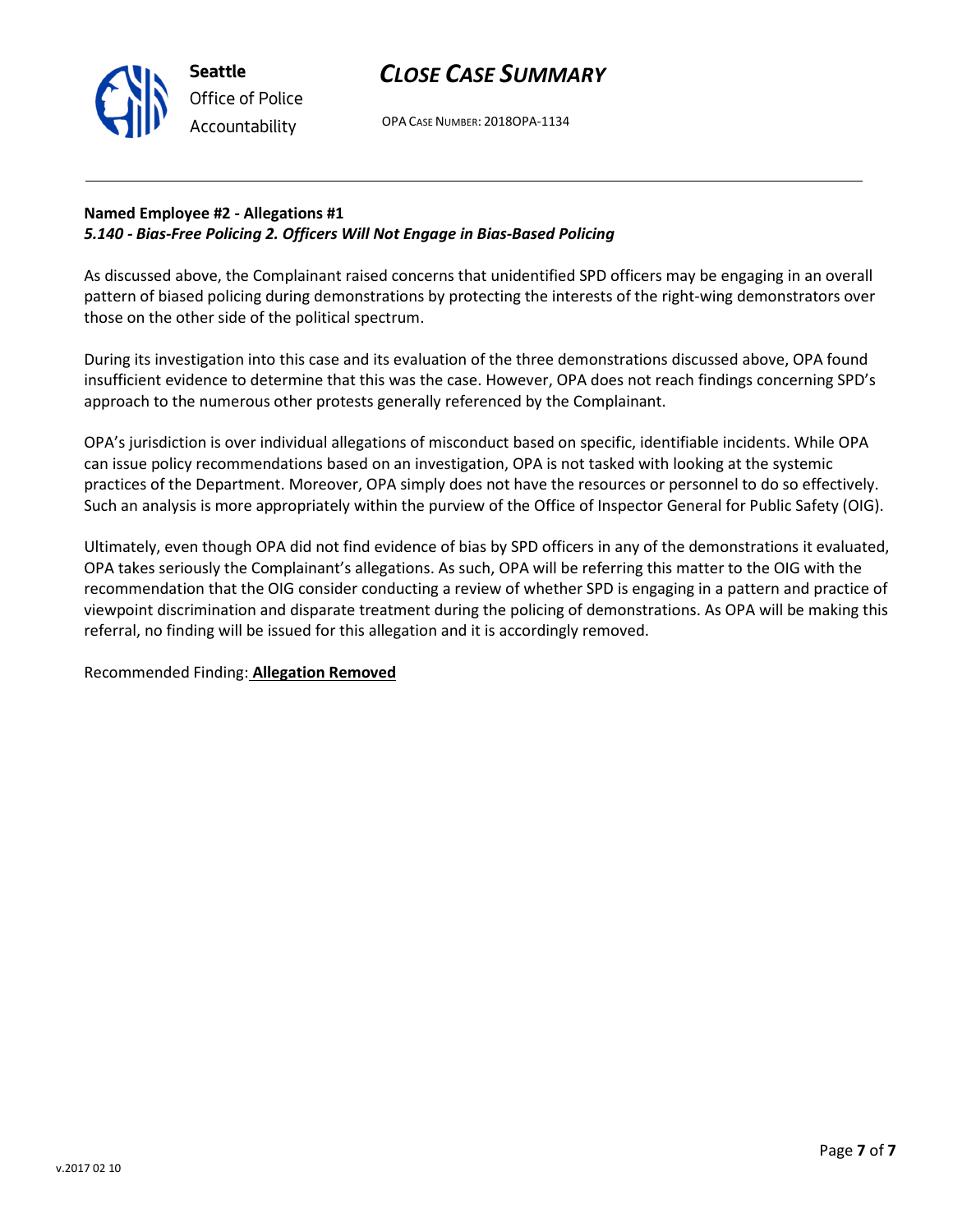**Named Employee #2 - Allegations #1**
***5.140 - Bias-Free Policing 2. Officers Will Not Engage in Bias-Based Policing***

As discussed above, the Complainant raised concerns that unidentified SPD officers may be engaging in an overall pattern of biased policing during demonstrations by protecting the interests of the right-wing demonstrators over those on the other side of the political spectrum.

During its investigation into this case and its evaluation of the three demonstrations discussed above, OPA found insufficient evidence to determine that this was the case. However, OPA does not reach findings concerning SPD's approach to the numerous other protests generally referenced by the Complainant.

OPA's jurisdiction is over individual allegations of misconduct based on specific, identifiable incidents. While OPA can issue policy recommendations based on an investigation, OPA is not tasked with looking at the systemic practices of the Department. Moreover, OPA simply does not have the resources or personnel to do so effectively. Such an analysis is more appropriately within the purview of the Office of Inspector General for Public Safety (OIG).

Ultimately, even though OPA did not find evidence of bias by SPD officers in any of the demonstrations it evaluated, OPA takes seriously the Complainant's allegations. As such, OPA will be referring this matter to the OIG with the recommendation that the OIG consider conducting a review of whether SPD is engaging in a pattern and practice of viewpoint discrimination and disparate treatment during the policing of demonstrations. As OPA will be making this referral, no finding will be issued for this allegation and it is accordingly removed.

Recommended Finding: **Allegation Removed**